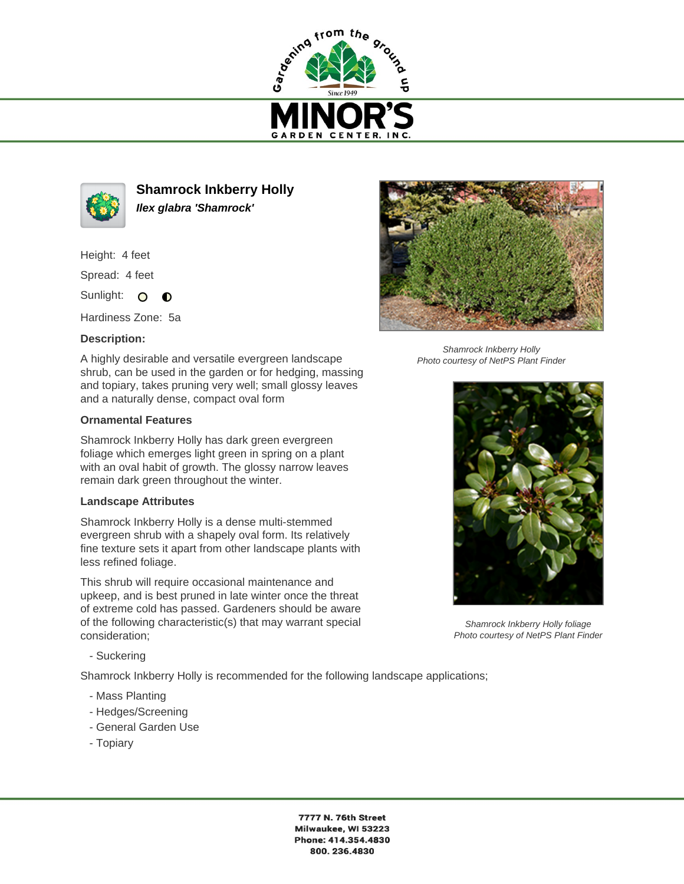# Shamrock Inkberry Holly

***Ilex glabra 'Shamrock'***

Height: 4 feet

Spread: 4 feet

Sunlight:

Hardiness Zone: 5a

### Description:

A highly desirable and versatile evergreen landscape shrub, can be used in the garden or for hedging, massing and topiary, takes pruning very well; small glossy leaves and a naturally dense, compact oval form

### Ornamental Features

Shamrock Inkberry Holly has dark green evergreen foliage which emerges light green in spring on a plant with an oval habit of growth. The glossy narrow leaves remain dark green throughout the winter.

### Landscape Attributes

Shamrock Inkberry Holly is a dense multi-stemmed evergreen shrub with a shapely oval form. Its relatively fine texture sets it apart from other landscape plants with less refined foliage.

This shrub will require occasional maintenance and upkeep, and is best pruned in late winter once the threat of extreme cold has passed. Gardeners should be aware of the following characteristic(s) that may warrant special consideration;

- Suckering

Shamrock Inkberry Holly is recommended for the following landscape applications;

- Mass Planting
- Hedges/Screening
- General Garden Use
- Topiary

*Shamrock Inkberry Holly*
*Photo courtesy of NetPS Plant Finder*

*Shamrock Inkberry Holly foliage*
*Photo courtesy of NetPS Plant Finder*

**7777 N. 76th Street**
**Milwaukee, WI 53223**
**Phone: 414.354.4830**
**800. 236.4830**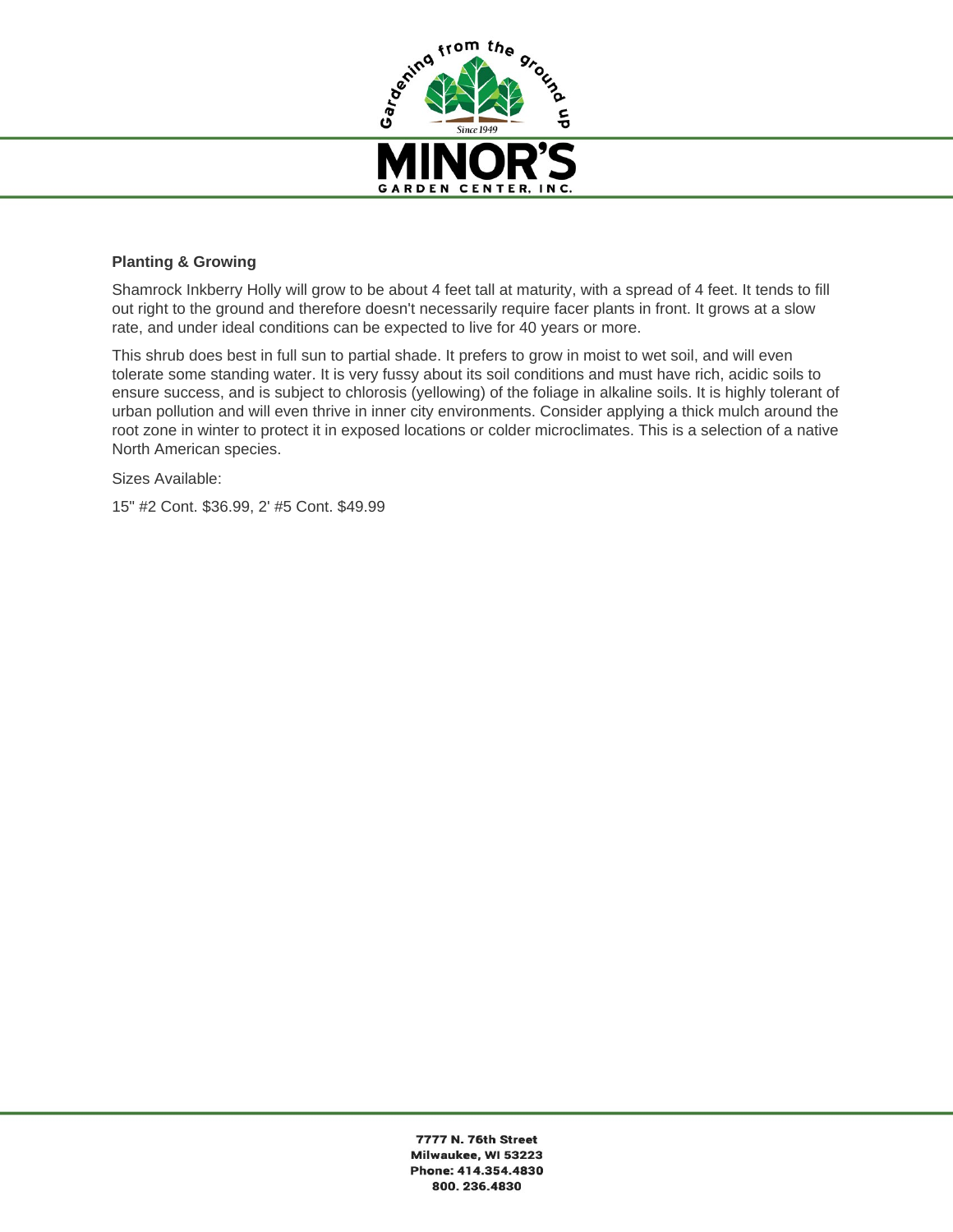**Planting & Growing**

Shamrock Inkberry Holly will grow to be about 4 feet tall at maturity, with a spread of 4 feet. It tends to fill out right to the ground and therefore doesn't necessarily require facer plants in front. It grows at a slow rate, and under ideal conditions can be expected to live for 40 years or more.

This shrub does best in full sun to partial shade. It prefers to grow in moist to wet soil, and will even tolerate some standing water. It is very fussy about its soil conditions and must have rich, acidic soils to ensure success, and is subject to chlorosis (yellowing) of the foliage in alkaline soils. It is highly tolerant of urban pollution and will even thrive in inner city environments. Consider applying a thick mulch around the root zone in winter to protect it in exposed locations or colder microclimates. This is a selection of a native North American species.

Sizes Available:

15" #2 Cont. $36.99, 2' #5 Cont. $49.99